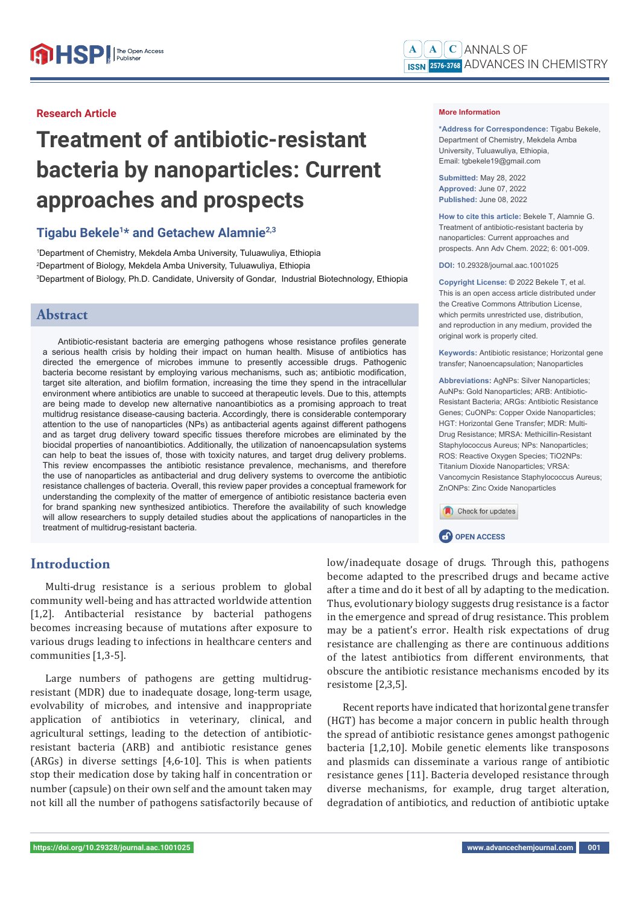Research Article

# Treatment of antibiotic-resistant bacteria by nanoparticles: Current approaches and prospects

**Tigabu Bekele[1]* and Getachew Alamnie[2,3]**

[1]Department of Chemistry, Mekdela Amba University, Tuluawuliya, Ethiopia
[2]Department of Biology, Mekdela Amba University, Tuluawuliya, Ethiopia
[3]Department of Biology, Ph.D. Candidate, University of Gondar, Industrial Biotechnology, Ethiopia

## Abstract

Antibiotic-resistant bacteria are emerging pathogens whose resistance profiles generate a serious health crisis by holding their impact on human health. Misuse of antibiotics has directed the emergence of microbes immune to presently accessible drugs. Pathogenic bacteria become resistant by employing various mechanisms, such as; antibiotic modification, target site alteration, and biofilm formation, increasing the time they spend in the intracellular environment where antibiotics are unable to succeed at therapeutic levels. Due to this, attempts are being made to develop new alternative nanoantibiotics as a promising approach to treat multidrug resistance disease-causing bacteria. Accordingly, there is considerable contemporary attention to the use of nanoparticles (NPs) as antibacterial agents against different pathogens and as target drug delivery toward specific tissues therefore microbes are eliminated by the biocidal properties of nanoantibiotics. Additionally, the utilization of nanoencapsulation systems can help to beat the issues of, those with toxicity natures, and target drug delivery problems. This review encompasses the antibiotic resistance prevalence, mechanisms, and therefore the use of nanoparticles as antibacterial and drug delivery systems to overcome the antibiotic resistance challenges of bacteria. Overall, this review paper provides a conceptual framework for understanding the complexity of the matter of emergence of antibiotic resistance bacteria even for brand spanking new synthesized antibiotics. Therefore the availability of such knowledge will allow researchers to supply detailed studies about the applications of nanoparticles in the treatment of multidrug-resistant bacteria.

**More Information**

***Address for Correspondence:** Tigabu Bekele, Department of Chemistry, Mekdela Amba University, Tuluawuliya, Ethiopia, Email: tgbekele19@gmail.com

**Submitted:** May 28, 2022
**Approved:** June 07, 2022
**Published:** June 08, 2022

**How to cite this article:** Bekele T, Alamnie G. Treatment of antibiotic-resistant bacteria by nanoparticles: Current approaches and prospects. Ann Adv Chem. 2022; 6: 001-009.

**DOI:** 10.29328/journal.aac.1001025

**Copyright License:** © 2022 Bekele T, et al. This is an open access article distributed under the Creative Commons Attribution License, which permits unrestricted use, distribution, and reproduction in any medium, provided the original work is properly cited.

**Keywords:** Antibiotic resistance; Horizontal gene transfer; Nanoencapsulation; Nanoparticles

**Abbreviations:** AgNPs: Silver Nanoparticles; AuNPs: Gold Nanoparticles; ARB: Antibiotic-Resistant Bacteria; ARGs: Antibiotic Resistance Genes; CuONPs: Copper Oxide Nanoparticles; HGT: Horizontal Gene Transfer; MDR: Multi-Drug Resistance; MRSA: Methicillin-Resistant Staphylococcus Aureus; NPs: Nanoparticles; ROS: Reactive Oxygen Species; $TiO_2$NPs: Titanium Dioxide Nanoparticles; VRSA: Vancomycin Resistance Staphylococcus Aureus; ZnONPs: Zinc Oxide Nanoparticles

## Introduction

Multi-drug resistance is a serious problem to global community well-being and has attracted worldwide attention [1,2]. Antibacterial resistance by bacterial pathogens becomes increasing because of mutations after exposure to various drugs leading to infections in healthcare centers and communities [1,3-5].

Large numbers of pathogens are getting multidrug-resistant (MDR) due to inadequate dosage, long-term usage, evolvability of microbes, and intensive and inappropriate application of antibiotics in veterinary, clinical, and agricultural settings, leading to the detection of antibiotic-resistant bacteria (ARB) and antibiotic resistance genes (ARGs) in diverse settings [4,6-10]. This is when patients stop their medication dose by taking half in concentration or number (capsule) on their own self and the amount taken may not kill all the number of pathogens satisfactorily because of low/inadequate dosage of drugs. Through this, pathogens become adapted to the prescribed drugs and became active after a time and do it best of all by adapting to the medication. Thus, evolutionary biology suggests drug resistance is a factor in the emergence and spread of drug resistance. This problem may be a patient's error. Health risk expectations of drug resistance are challenging as there are continuous additions of the latest antibiotics from different environments, that obscure the antibiotic resistance mechanisms encoded by its resistome [2,3,5].

Recent reports have indicated that horizontal gene transfer (HGT) has become a major concern in public health through the spread of antibiotic resistance genes amongst pathogenic bacteria [1,2,10]. Mobile genetic elements like transposons and plasmids can disseminate a various range of antibiotic resistance genes [11]. Bacteria developed resistance through diverse mechanisms, for example, drug target alteration, degradation of antibiotics, and reduction of antibiotic uptake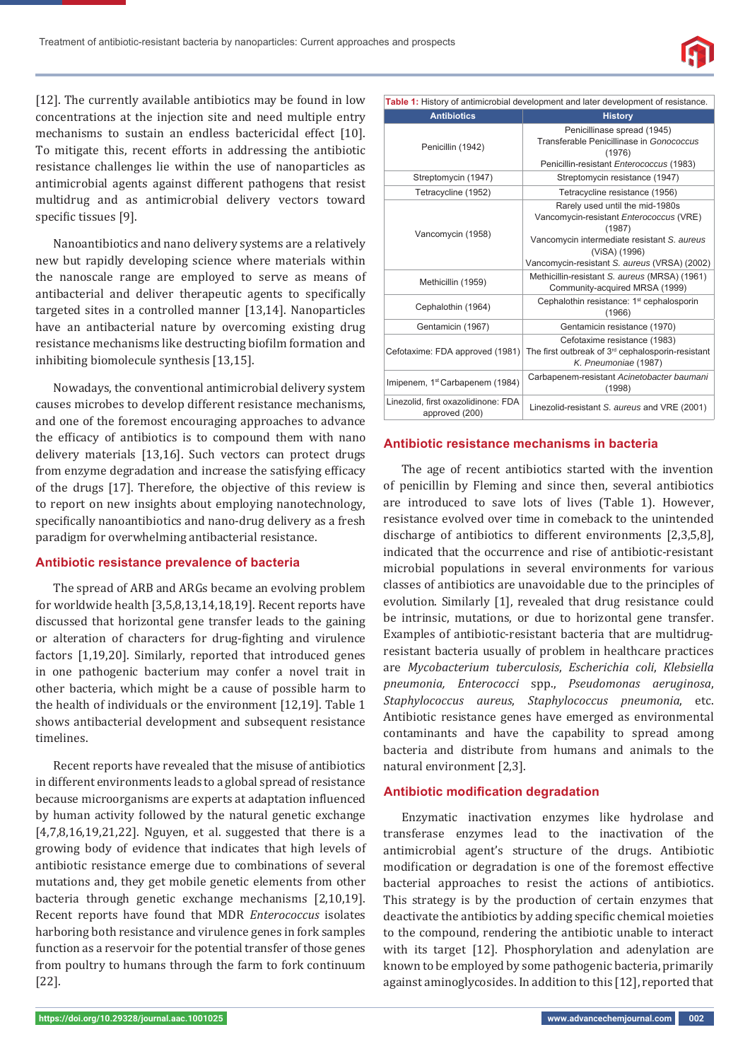[12]. The currently available antibiotics may be found in low concentrations at the injection site and need multiple entry mechanisms to sustain an endless bactericidal effect [10]. To mitigate this, recent efforts in addressing the antibiotic resistance challenges lie within the use of nanoparticles as antimicrobial agents against different pathogens that resist multidrug and as antimicrobial delivery vectors toward specific tissues [9].

Nanoantibiotics and nano delivery systems are a relatively new but rapidly developing science where materials within the nanoscale range are employed to serve as means of antibacterial and deliver therapeutic agents to specifically targeted sites in a controlled manner [13,14]. Nanoparticles have an antibacterial nature by overcoming existing drug resistance mechanisms like destructing biofilm formation and inhibiting biomolecule synthesis [13,15].

Nowadays, the conventional antimicrobial delivery system causes microbes to develop different resistance mechanisms, and one of the foremost encouraging approaches to enhance the efficacy of antibiotics is to compound them with nano delivery materials [13,16]. Such vectors can protect drugs from enzyme degradation and increase the satisfying efficacy of the drugs [17]. Therefore, the objective of this review is to report on new insights about employing nanotechnology, specifically nanoantibiotics and nano-drug delivery as a fresh paradigm for overwhelming antibacterial resistance.

## Antibiotic resistance prevalence of bacteria

The spread of ARB and ARGs became an evolving problem for worldwide health [3,5,8,13,14,18,19]. Recent reports have discussed that horizontal gene transfer leads to the gaining or alteration of characters for drug-fighting and virulence factors [1,19,20]. Similarly, reported that introduced genes in one pathogenic bacterium may confer a novel trait in other bacteria, which might be a cause of possible harm to the health of individuals or the environment [12,19]. Table 1 shows antibacterial development and subsequent resistance timelines.

Recent reports have revealed that the misuse of antibiotics in different environments leads to a global spread of resistance because microorganisms are experts at adaptation influenced by human activity followed by the natural genetic exchange [4,7,8,16,19,21,22]. Nguyen, et al. suggested that there is a growing body of evidence that indicates that high levels of antibiotic resistance emerge due to combinations of several mutations and, they get mobile genetic elements from other bacteria through genetic exchange mechanisms [2,10,19]. Recent reports have found that MDR *Enterococcus* isolates harboring both resistance and virulence genes in fork samples function as a reservoir for the potential transfer of those genes from poultry to humans through the farm to fork continuum [22].

**Table 1:** History of antimicrobial development and later development of resistance.

| Antibiotics | History |
|---|---|
| Penicillin (1942) | Penicillinase spread (1945)<br>Transferable Penicillinase in *Gonococcus* (1976)<br>Penicillin-resistant *Enterococcus* (1983) |
| Streptomycin (1947) | Streptomycin resistance (1947) |
| Tetracycline (1952) | Tetracycline resistance (1956) |
| Vancomycin (1958) | Rarely used until the mid-1980s<br>Vancomycin-resistant *Enterococcus* (VRE) (1987)<br>Vancomycin intermediate resistant *S. aureus* (ViSA) (1996)<br>Vancomycin-resistant *S. aureus* (VRSA) (2002) |
| Methicillin (1959) | Methicillin-resistant *S. aureus* (MRSA) (1961)<br>Community-acquired MRSA (1999) |
| Cephalothin (1964) | Cephalothin resistance: 1st cephalosporin (1966) |
| Gentamicin (1967) | Gentamicin resistance (1970) |
| Cefotaxime: FDA approved (1981) | Cefotaxime resistance (1983)<br>The first outbreak of 3rd cephalosporin-resistant *K. Pneumoniae* (1987) |
| Imipenem, 1st Carbapenem (1984) | Carbapenem-resistant *Acinetobacter baumani* (1998) |
| Linezolid, first oxazolidinone: FDA approved (200) | Linezolid-resistant *S. aureus* and VRE (2001) |

## Antibiotic resistance mechanisms in bacteria

The age of recent antibiotics started with the invention of penicillin by Fleming and since then, several antibiotics are introduced to save lots of lives (Table 1). However, resistance evolved over time in comeback to the unintended discharge of antibiotics to different environments [2,3,5,8], indicated that the occurrence and rise of antibiotic-resistant microbial populations in several environments for various classes of antibiotics are unavoidable due to the principles of evolution. Similarly [1], revealed that drug resistance could be intrinsic, mutations, or due to horizontal gene transfer. Examples of antibiotic-resistant bacteria that are multidrug-resistant bacteria usually of problem in healthcare practices are *Mycobacterium tuberculosis*, *Escherichia coli*, *Klebsiella pneumonia*, *Enterococci* spp., *Pseudomonas aeruginosa*, *Staphylococcus aureus*, *Staphylococcus pneumonia*, etc. Antibiotic resistance genes have emerged as environmental contaminants and have the capability to spread among bacteria and distribute from humans and animals to the natural environment [2,3].

## Antibiotic modification degradation

Enzymatic inactivation enzymes like hydrolase and transferase enzymes lead to the inactivation of the antimicrobial agent's structure of the drugs. Antibiotic modification or degradation is one of the foremost effective bacterial approaches to resist the actions of antibiotics. This strategy is by the production of certain enzymes that deactivate the antibiotics by adding specific chemical moieties to the compound, rendering the antibiotic unable to interact with its target [12]. Phosphorylation and adenylation are known to be employed by some pathogenic bacteria, primarily against aminoglycosides. In addition to this [12], reported that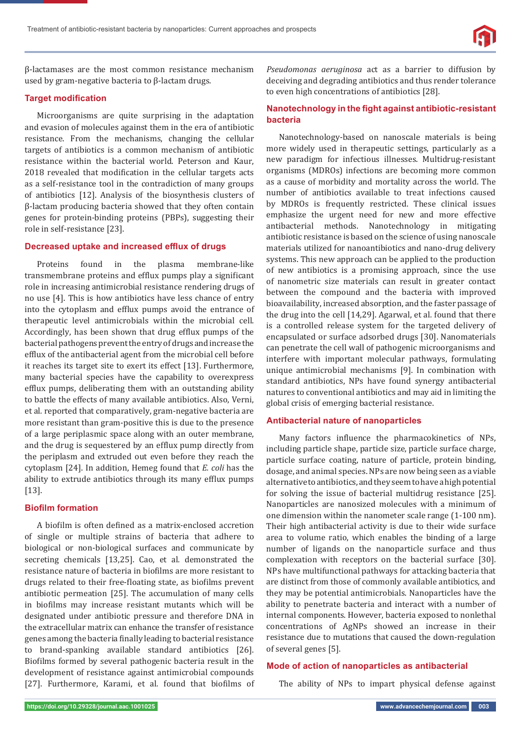β-lactamases are the most common resistance mechanism used by gram-negative bacteria to β-lactam drugs.

### Target modification

Microorganisms are quite surprising in the adaptation and evasion of molecules against them in the era of antibiotic resistance. From the mechanisms, changing the cellular targets of antibiotics is a common mechanism of antibiotic resistance within the bacterial world. Peterson and Kaur, 2018 revealed that modification in the cellular targets acts as a self-resistance tool in the contradiction of many groups of antibiotics [12]. Analysis of the biosynthesis clusters of β-lactam producing bacteria showed that they often contain genes for protein-binding proteins (PBPs), suggesting their role in self-resistance [23].

### Decreased uptake and increased efflux of drugs

Proteins found in the plasma membrane-like transmembrane proteins and efflux pumps play a significant role in increasing antimicrobial resistance rendering drugs of no use [4]. This is how antibiotics have less chance of entry into the cytoplasm and efflux pumps avoid the entrance of therapeutic level antimicrobials within the microbial cell. Accordingly, has been shown that drug efflux pumps of the bacterial pathogens prevent the entry of drugs and increase the efflux of the antibacterial agent from the microbial cell before it reaches its target site to exert its effect [13]. Furthermore, many bacterial species have the capability to overexpress efflux pumps, deliberating them with an outstanding ability to battle the effects of many available antibiotics. Also, Verni, et al. reported that comparatively, gram-negative bacteria are more resistant than gram-positive this is due to the presence of a large periplasmic space along with an outer membrane, and the drug is sequestered by an efflux pump directly from the periplasm and extruded out even before they reach the cytoplasm [24]. In addition, Hemeg found that *E. coli* has the ability to extrude antibiotics through its many efflux pumps [13].

### Biofilm formation

A biofilm is often defined as a matrix-enclosed accretion of single or multiple strains of bacteria that adhere to biological or non-biological surfaces and communicate by secreting chemicals [13,25]. Cao, et al. demonstrated the resistance nature of bacteria in biofilms are more resistant to drugs related to their free-floating state, as biofilms prevent antibiotic permeation [25]. The accumulation of many cells in biofilms may increase resistant mutants which will be designated under antibiotic pressure and therefore DNA in the extracellular matrix can enhance the transfer of resistance genes among the bacteria finally leading to bacterial resistance to brand-spanking available standard antibiotics [26]. Biofilms formed by several pathogenic bacteria result in the development of resistance against antimicrobial compounds [27]. Furthermore, Karami, et al. found that biofilms of *Pseudomonas aeruginosa* act as a barrier to diffusion by deceiving and degrading antibiotics and thus render tolerance to even high concentrations of antibiotics [28].

## Nanotechnology in the fight against antibiotic-resistant bacteria

Nanotechnology-based on nanoscale materials is being more widely used in therapeutic settings, particularly as a new paradigm for infectious illnesses. Multidrug-resistant organisms (MDROs) infections are becoming more common as a cause of morbidity and mortality across the world. The number of antibiotics available to treat infections caused by MDROs is frequently restricted. These clinical issues emphasize the urgent need for new and more effective antibacterial methods. Nanotechnology in mitigating antibiotic resistance is based on the science of using nanoscale materials utilized for nanoantibiotics and nano-drug delivery systems. This new approach can be applied to the production of new antibiotics is a promising approach, since the use of nanometric size materials can result in greater contact between the compound and the bacteria with improved bioavailability, increased absorption, and the faster passage of the drug into the cell [14,29]. Agarwal, et al. found that there is a controlled release system for the targeted delivery of encapsulated or surface adsorbed drugs [30]. Nanomaterials can penetrate the cell wall of pathogenic microorganisms and interfere with important molecular pathways, formulating unique antimicrobial mechanisms [9]. In combination with standard antibiotics, NPs have found synergy antibacterial natures to conventional antibiotics and may aid in limiting the global crisis of emerging bacterial resistance.

### Antibacterial nature of nanoparticles

Many factors influence the pharmacokinetics of NPs, including particle shape, particle size, particle surface charge, particle surface coating, nature of particle, protein binding, dosage, and animal species. NPs are now being seen as a viable alternative to antibiotics, and they seem to have a high potential for solving the issue of bacterial multidrug resistance [25]. Nanoparticles are nanosized molecules with a minimum of one dimension within the nanometer scale range (1-100 nm). Their high antibacterial activity is due to their wide surface area to volume ratio, which enables the binding of a large number of ligands on the nanoparticle surface and thus complexation with receptors on the bacterial surface [30]. NPs have multifunctional pathways for attacking bacteria that are distinct from those of commonly available antibiotics, and they may be potential antimicrobials. Nanoparticles have the ability to penetrate bacteria and interact with a number of internal components. However, bacteria exposed to nonlethal concentrations of AgNPs showed an increase in their resistance due to mutations that caused the down-regulation of several genes [5].

### Mode of action of nanoparticles as antibacterial

The ability of NPs to impart physical defense against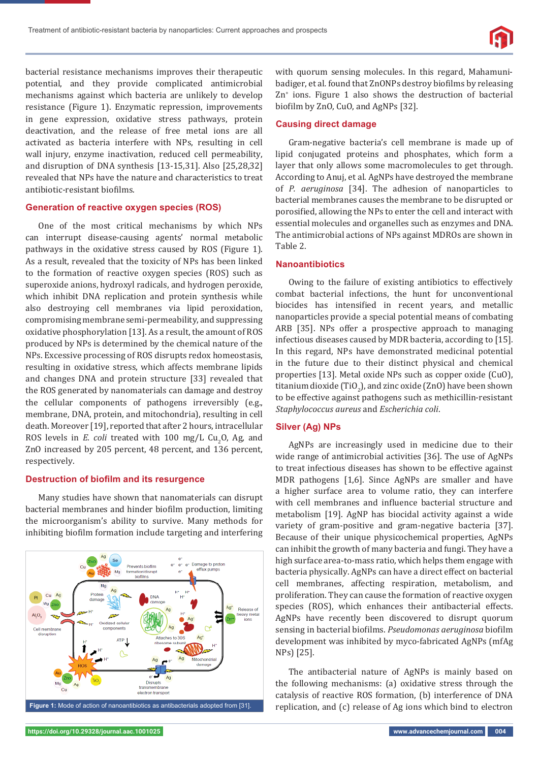bacterial resistance mechanisms improves their therapeutic potential, and they provide complicated antimicrobial mechanisms against which bacteria are unlikely to develop resistance (Figure 1). Enzymatic repression, improvements in gene expression, oxidative stress pathways, protein deactivation, and the release of free metal ions are all activated as bacteria interfere with NPs, resulting in cell wall injury, enzyme inactivation, reduced cell permeability, and disruption of DNA synthesis [13-15,31]. Also [25,28,32] revealed that NPs have the nature and characteristics to treat antibiotic-resistant biofilms.

## Generation of reactive oxygen species (ROS)

One of the most critical mechanisms by which NPs can interrupt disease-causing agents' normal metabolic pathways in the oxidative stress caused by ROS (Figure 1). As a result, revealed that the toxicity of NPs has been linked to the formation of reactive oxygen species (ROS) such as superoxide anions, hydroxyl radicals, and hydrogen peroxide, which inhibit DNA replication and protein synthesis while also destroying cell membranes via lipid peroxidation, compromising membrane semi-permeability, and suppressing oxidative phosphorylation [13]. As a result, the amount of ROS produced by NPs is determined by the chemical nature of the NPs. Excessive processing of ROS disrupts redox homeostasis, resulting in oxidative stress, which affects membrane lipids and changes DNA and protein structure [33] revealed that the ROS generated by nanomaterials can damage and destroy the cellular components of pathogens irreversibly (e.g., membrane, DNA, protein, and mitochondria), resulting in cell death. Moreover [19], reported that after 2 hours, intracellular ROS levels in *E. coli* treated with 100 mg/L $Cu_2O$, Ag, and ZnO increased by 205 percent, 48 percent, and 136 percent, respectively.

## Destruction of biofilm and its resurgence

Many studies have shown that nanomaterials can disrupt bacterial membranes and hinder biofilm production, limiting the microorganism's ability to survive. Many methods for inhibiting biofilm formation include targeting and interfering with quorum sensing molecules. In this regard, Mahamuni-badiger, et al. found that ZnONPs destroy biofilms by releasing $Zn^{+}$ ions. Figure 1 also shows the destruction of bacterial biofilm by ZnO, CuO, and AgNPs [32].

**Figure 1:** Mode of action of nanoantibiotics as antibacterials adopted from [31].

## Causing direct damage

Gram-negative bacteria's cell membrane is made up of lipid conjugated proteins and phosphates, which form a layer that only allows some macromolecules to get through. According to Anuj, et al. AgNPs have destroyed the membrane of *P. aeruginosa* [34]. The adhesion of nanoparticles to bacterial membranes causes the membrane to be disrupted or porosified, allowing the NPs to enter the cell and interact with essential molecules and organelles such as enzymes and DNA. The antimicrobial actions of NPs against MDROs are shown in Table 2.

## Nanoantibiotics

Owing to the failure of existing antibiotics to effectively combat bacterial infections, the hunt for unconventional biocides has intensified in recent years, and metallic nanoparticles provide a special potential means of combating ARB [35]. NPs offer a prospective approach to managing infectious diseases caused by MDR bacteria, according to [15]. In this regard, NPs have demonstrated medicinal potential in the future due to their distinct physical and chemical properties [13]. Metal oxide NPs such as copper oxide (CuO), titanium dioxide ($TiO_2$), and zinc oxide (ZnO) have been shown to be effective against pathogens such as methicillin-resistant *Staphylococcus aureus* and *Escherichia coli*.

## Silver (Ag) NPs

AgNPs are increasingly used in medicine due to their wide range of antimicrobial activities [36]. The use of AgNPs to treat infectious diseases has shown to be effective against MDR pathogens [1,6]. Since AgNPs are smaller and have a higher surface area to volume ratio, they can interfere with cell membranes and influence bacterial structure and metabolism [19]. AgNP has biocidal activity against a wide variety of gram-positive and gram-negative bacteria [37]. Because of their unique physicochemical properties, AgNPs can inhibit the growth of many bacteria and fungi. They have a high surface area-to-mass ratio, which helps them engage with bacteria physically. AgNPs can have a direct effect on bacterial cell membranes, affecting respiration, metabolism, and proliferation. They can cause the formation of reactive oxygen species (ROS), which enhances their antibacterial effects. AgNPs have recently been discovered to disrupt quorum sensing in bacterial biofilms. *Pseudomonas aeruginosa* biofilm development was inhibited by myco-fabricated AgNPs (mfAg NPs) [25].

The antibacterial nature of AgNPs is mainly based on the following mechanisms: (a) oxidative stress through the catalysis of reactive ROS formation, (b) interference of DNA replication, and (c) release of Ag ions which bind to electron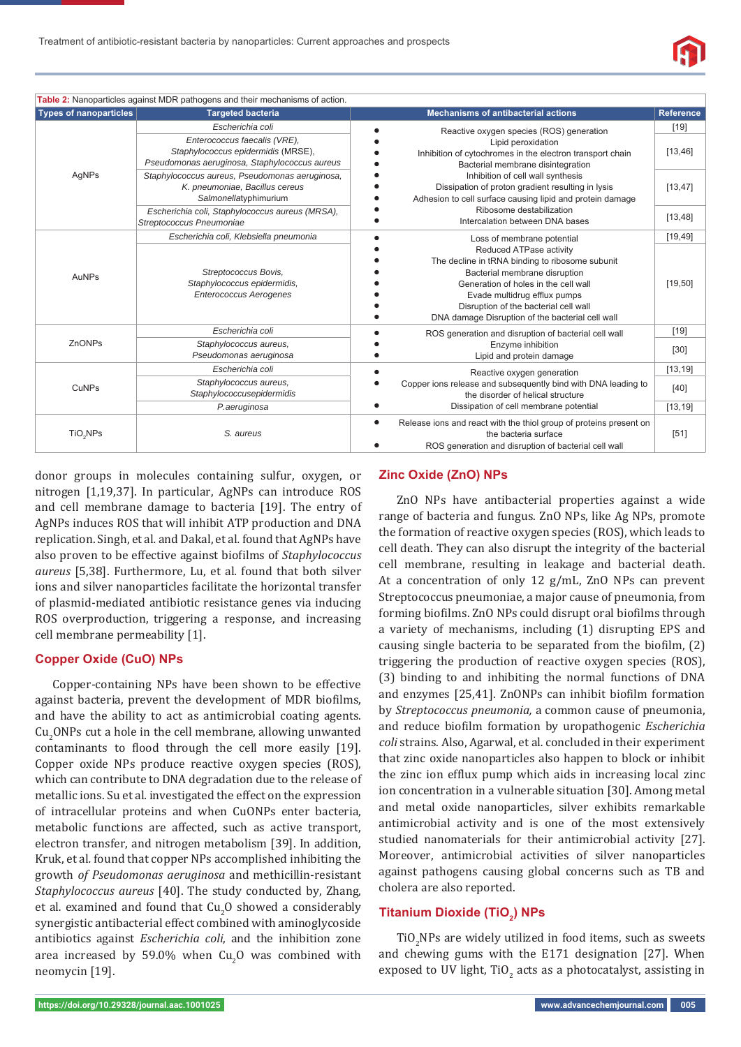Table 2: Nanoparticles against MDR pathogens and their mechanisms of action.

| Types of nanoparticles | Targeted bacteria | Mechanisms of antibacterial actions | Reference |
|---|---|---|---|
| AgNPs | *Escherichia coli* | • Reactive oxygen species (ROS) generation<br>• Lipid peroxidation<br>• Inhibition of cytochromes in the electron transport chain<br>• Bacterial membrane disintegration<br>• Inhibition of cell wall synthesis<br>• Dissipation of proton gradient resulting in lysis<br>• Adhesion to cell surface causing lipid and protein damage<br>• Ribosome destabilization<br>• Intercalation between DNA bases | [19] |
| | *Enterococcus faecalis* (VRE), *Staphylococcus epidermidis* (MRSE), *Pseudomonas aeruginosa*, *Staphylococcus aureus* | | [13,46] |
| | *Staphylococcus aureus*, *Pseudomonas aeruginosa*, *K. pneumoniae*, *Bacillus cereus* *Salmonellatyphimurium* | | [13,47] |
| | *Escherichia coli*, *Staphylococcus aureus* (MRSA), *Streptococcus Pneumoniae* | | [13,48] |
| AuNPs | *Escherichia coli*, *Klebsiella pneumonia* | • Loss of membrane potential<br>• Reduced ATPase activity<br>• The decline in tRNA binding to ribosome subunit<br>• Bacterial membrane disruption<br>• Generation of holes in the cell wall<br>• Evade multidrug efflux pumps<br>• Disruption of the bacterial cell wall<br>• DNA damage Disruption of the bacterial cell wall | [19,49] |
| | *Streptococcus Bovis*, *Staphylococcus epidermidis*, *Enterococcus Aerogenes* | | [19,50] |
| ZnONPs | *Escherichia coli* | • ROS generation and disruption of bacterial cell wall<br>• Enzyme inhibition<br>• Lipid and protein damage | [19] |
| | *Staphylococcus aureus*, *Pseudomonas aeruginosa* | | [30] |
| CuNPs | *Escherichia coli* | • Reactive oxygen generation<br>• Copper ions release and subsequently bind with DNA leading to the disorder of helical structure<br>• Dissipation of cell membrane potential | [13,19] |
| | *Staphylococcus aureus*, *Staphylococcusepidermidis* | | [40] |
| | *P.aeruginosa* | | [13,19] |
| $TiO_2$NPs | *S. aureus* | • Release ions and react with the thiol group of proteins present on the bacteria surface<br>• ROS generation and disruption of bacterial cell wall | [51] |

donor groups in molecules containing sulfur, oxygen, or nitrogen [1,19,37]. In particular, AgNPs can introduce ROS and cell membrane damage to bacteria [19]. The entry of AgNPs induces ROS that will inhibit ATP production and DNA replication. Singh, et al. and Dakal, et al. found that AgNPs have also proven to be effective against biofilms of *Staphylococcus aureus* [5,38]. Furthermore, Lu, et al. found that both silver ions and silver nanoparticles facilitate the horizontal transfer of plasmid-mediated antibiotic resistance genes via inducing ROS overproduction, triggering a response, and increasing cell membrane permeability [1].

## Copper Oxide (CuO) NPs

Copper-containing NPs have been shown to be effective against bacteria, prevent the development of MDR biofilms, and have the ability to act as antimicrobial coating agents. $Cu_2O$NPs cut a hole in the cell membrane, allowing unwanted contaminants to flood through the cell more easily [19]. Copper oxide NPs produce reactive oxygen species (ROS), which can contribute to DNA degradation due to the release of metallic ions. Su et al. investigated the effect on the expression of intracellular proteins and when CuONPs enter bacteria, metabolic functions are affected, such as active transport, electron transfer, and nitrogen metabolism [39]. In addition, Kruk, et al. found that copper NPs accomplished inhibiting the growth *of Pseudomonas aeruginosa* and methicillin-resistant *Staphylococcus aureus* [40]. The study conducted by, Zhang, et al. examined and found that $Cu_2O$ showed a considerably synergistic antibacterial effect combined with aminoglycoside antibiotics against *Escherichia coli*, and the inhibition zone area increased by 59.0% when $Cu_2O$ was combined with neomycin [19].

## Zinc Oxide (ZnO) NPs

ZnO NPs have antibacterial properties against a wide range of bacteria and fungus. ZnO NPs, like Ag NPs, promote the formation of reactive oxygen species (ROS), which leads to cell death. They can also disrupt the integrity of the bacterial cell membrane, resulting in leakage and bacterial death. At a concentration of only 12 g/mL, ZnO NPs can prevent Streptococcus pneumoniae, a major cause of pneumonia, from forming biofilms. ZnO NPs could disrupt oral biofilms through a variety of mechanisms, including (1) disrupting EPS and causing single bacteria to be separated from the biofilm, (2) triggering the production of reactive oxygen species (ROS), (3) binding to and inhibiting the normal functions of DNA and enzymes [25,41]. ZnONPs can inhibit biofilm formation by *Streptococcus pneumonia,* a common cause of pneumonia, and reduce biofilm formation by uropathogenic *Escherichia coli* strains. Also, Agarwal, et al. concluded in their experiment that zinc oxide nanoparticles also happen to block or inhibit the zinc ion efflux pump which aids in increasing local zinc ion concentration in a vulnerable situation [30]. Among metal and metal oxide nanoparticles, silver exhibits remarkable antimicrobial activity and is one of the most extensively studied nanomaterials for their antimicrobial activity [27]. Moreover, antimicrobial activities of silver nanoparticles against pathogens causing global concerns such as TB and cholera are also reported.

## Titanium Dioxide ($TiO_2$) NPs

$TiO_2$NPs are widely utilized in food items, such as sweets and chewing gums with the E171 designation [27]. When exposed to UV light, $TiO_2$ acts as a photocatalyst, assisting in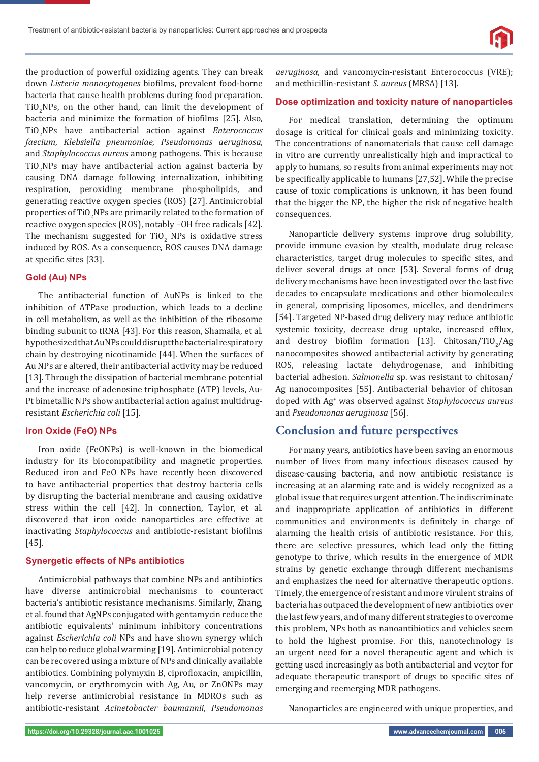the production of powerful oxidizing agents. They can break down *Listeria monocytogenes* biofilms, prevalent food-borne bacteria that cause health problems during food preparation. $TiO_2$NPs, on the other hand, can limit the development of bacteria and minimize the formation of biofilms [25]. Also, $TiO_2$NPs have antibacterial action against *Enterococcus faecium*, *Klebsiella pneumoniae*, *Pseudomonas aeruginosa*, and *Staphylococcus aureus* among pathogens. This is because $TiO_2$NPs may have antibacterial action against bacteria by causing DNA damage following internalization, inhibiting respiration, peroxiding membrane phospholipids, and generating reactive oxygen species (ROS) [27]. Antimicrobial properties of $TiO_2$NPs are primarily related to the formation of reactive oxygen species (ROS), notably –OH free radicals [42]. The mechanism suggested for $TiO_2$ NPs is oxidative stress induced by ROS. As a consequence, ROS causes DNA damage at specific sites [33].

### Gold (Au) NPs

The antibacterial function of AuNPs is linked to the inhibition of ATPase production, which leads to a decline in cell metabolism, as well as the inhibition of the ribosome binding subunit to tRNA [43]. For this reason, Shamaila, et al. hypothesized that AuNPs could disrupt the bacterial respiratory chain by destroying nicotinamide [44]. When the surfaces of Au NPs are altered, their antibacterial activity may be reduced [13]. Through the dissipation of bacterial membrane potential and the increase of adenosine triphosphate (ATP) levels, Au-Pt bimetallic NPs show antibacterial action against multidrug-resistant *Escherichia coli* [15].

### Iron Oxide (FeO) NPs

Iron oxide (FeONPs) is well-known in the biomedical industry for its biocompatibility and magnetic properties. Reduced iron and FeO NPs have recently been discovered to have antibacterial properties that destroy bacteria cells by disrupting the bacterial membrane and causing oxidative stress within the cell [42]. In connection, Taylor, et al. discovered that iron oxide nanoparticles are effective at inactivating *Staphylococcus* and antibiotic-resistant biofilms [45].

### Synergetic effects of NPs antibiotics

Antimicrobial pathways that combine NPs and antibiotics have diverse antimicrobial mechanisms to counteract bacteria's antibiotic resistance mechanisms. Similarly, Zhang, et al. found that AgNPs conjugated with gentamycin reduce the antibiotic equivalents' minimum inhibitory concentrations against *Escherichia coli* NPs and have shown synergy which can help to reduce global warming [19]. Antimicrobial potency can be recovered using a mixture of NPs and clinically available antibiotics. Combining polymyxin B, ciprofloxacin, ampicillin, vancomycin, or erythromycin with Ag, Au, or ZnONPs may help reverse antimicrobial resistance in MDROs such as antibiotic-resistant *Acinetobacter baumannii*, *Pseudomonas aeruginosa*, and vancomycin-resistant Enterococcus (VRE); and methicillin-resistant *S. aureus* (MRSA) [13].

### Dose optimization and toxicity nature of nanoparticles

For medical translation, determining the optimum dosage is critical for clinical goals and minimizing toxicity. The concentrations of nanomaterials that cause cell damage in vitro are currently unrealistically high and impractical to apply to humans, so results from animal experiments may not be specifically applicable to humans [27,52]. While the precise cause of toxic complications is unknown, it has been found that the bigger the NP, the higher the risk of negative health consequences.

Nanoparticle delivery systems improve drug solubility, provide immune evasion by stealth, modulate drug release characteristics, target drug molecules to specific sites, and deliver several drugs at once [53]. Several forms of drug delivery mechanisms have been investigated over the last five decades to encapsulate medications and other biomolecules in general, comprising liposomes, micelles, and dendrimers [54]. Targeted NP-based drug delivery may reduce antibiotic systemic toxicity, decrease drug uptake, increased efflux, and destroy biofilm formation [13]. Chitosan/$TiO_2$/Ag nanocomposites showed antibacterial activity by generating ROS, releasing lactate dehydrogenase, and inhibiting bacterial adhesion. *Salmonella* sp. was resistant to chitosan/Ag nanocomposites [55]. Antibacterial behavior of chitosan doped with $Ag^+$ was observed against *Staphylococcus aureus* and *Pseudomonas aeruginosa* [56].

## Conclusion and future perspectives

For many years, antibiotics have been saving an enormous number of lives from many infectious diseases caused by disease-causing bacteria, and now antibiotic resistance is increasing at an alarming rate and is widely recognized as a global issue that requires urgent attention. The indiscriminate and inappropriate application of antibiotics in different communities and environments is definitely in charge of alarming the health crisis of antibiotic resistance. For this, there are selective pressures, which lead only the fitting genotype to thrive, which results in the emergence of MDR strains by genetic exchange through different mechanisms and emphasizes the need for alternative therapeutic options. Timely, the emergence of resistant and more virulent strains of bacteria has outpaced the development of new antibiotics over the last few years, and of many different strategies to overcome this problem, NPs both as nanoantibiotics and vehicles seem to hold the highest promise. For this, nanotechnology is an urgent need for a novel therapeutic agent and which is getting used increasingly as both antibacterial and veɣtor for adequate therapeutic transport of drugs to specific sites of emerging and reemerging MDR pathogens.

Nanoparticles are engineered with unique properties, and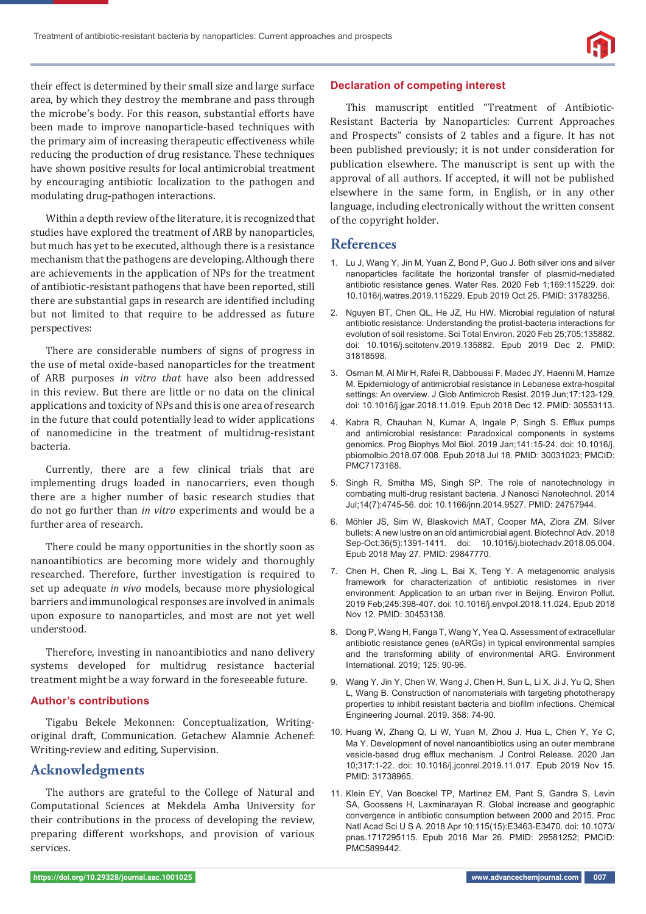their effect is determined by their small size and large surface area, by which they destroy the membrane and pass through the microbe's body. For this reason, substantial efforts have been made to improve nanoparticle-based techniques with the primary aim of increasing therapeutic effectiveness while reducing the production of drug resistance. These techniques have shown positive results for local antimicrobial treatment by encouraging antibiotic localization to the pathogen and modulating drug-pathogen interactions.

Within a depth review of the literature, it is recognized that studies have explored the treatment of ARB by nanoparticles, but much has yet to be executed, although there is a resistance mechanism that the pathogens are developing. Although there are achievements in the application of NPs for the treatment of antibiotic-resistant pathogens that have been reported, still there are substantial gaps in research are identified including but not limited to that require to be addressed as future perspectives:

There are considerable numbers of signs of progress in the use of metal oxide-based nanoparticles for the treatment of ARB purposes *in vitro that* have also been addressed in this review. But there are little or no data on the clinical applications and toxicity of NPs and this is one area of research in the future that could potentially lead to wider applications of nanomedicine in the treatment of multidrug-resistant bacteria.

Currently, there are a few clinical trials that are implementing drugs loaded in nanocarriers, even though there are a higher number of basic research studies that do not go further than *in vitro* experiments and would be a further area of research.

There could be many opportunities in the shortly soon as nanoantibiotics are becoming more widely and thoroughly researched. Therefore, further investigation is required to set up adequate *in vivo* models, because more physiological barriers and immunological responses are involved in animals upon exposure to nanoparticles, and most are not yet well understood.

Therefore, investing in nanoantibiotics and nano delivery systems developed for multidrug resistance bacterial treatment might be a way forward in the foreseeable future.

### Author's contributions

Tigabu Bekele Mekonnen: Conceptualization, Writing-original draft, Communication. Getachew Alamnie Achenef: Writing-review and editing, Supervision.

## Acknowledgments

The authors are grateful to the College of Natural and Computational Sciences at Mekdela Amba University for their contributions in the process of developing the review, preparing different workshops, and provision of various services.

### Declaration of competing interest

This manuscript entitled "Treatment of Antibiotic-Resistant Bacteria by Nanoparticles: Current Approaches and Prospects" consists of 2 tables and a figure. It has not been published previously; it is not under consideration for publication elsewhere. The manuscript is sent up with the approval of all authors. If accepted, it will not be published elsewhere in the same form, in English, or in any other language, including electronically without the written consent of the copyright holder.

## References

1. Lu J, Wang Y, Jin M, Yuan Z, Bond P, Guo J. Both silver ions and silver nanoparticles facilitate the horizontal transfer of plasmid-mediated antibiotic resistance genes. Water Res. 2020 Feb 1;169:115229. doi: 10.1016/j.watres.2019.115229. Epub 2019 Oct 25. PMID: 31783256.
2. Nguyen BT, Chen QL, He JZ, Hu HW. Microbial regulation of natural antibiotic resistance: Understanding the protist-bacteria interactions for evolution of soil resistome. Sci Total Environ. 2020 Feb 25;705:135882. doi: 10.1016/j.scitotenv.2019.135882. Epub 2019 Dec 2. PMID: 31818598.
3. Osman M, Al Mir H, Rafei R, Dabboussi F, Madec JY, Haenni M, Hamze M. Epidemiology of antimicrobial resistance in Lebanese extra-hospital settings: An overview. J Glob Antimicrob Resist. 2019 Jun;17:123-129. doi: 10.1016/j.jgar.2018.11.019. Epub 2018 Dec 12. PMID: 30553113.
4. Kabra R, Chauhan N, Kumar A, Ingale P, Singh S. Efflux pumps and antimicrobial resistance: Paradoxical components in systems genomics. Prog Biophys Mol Biol. 2019 Jan;141:15-24. doi: 10.1016/j.pbiomolbio.2018.07.008. Epub 2018 Jul 18. PMID: 30031023; PMCID: PMC7173168.
5. Singh R, Smitha MS, Singh SP. The role of nanotechnology in combating multi-drug resistant bacteria. J Nanosci Nanotechnol. 2014 Jul;14(7):4745-56. doi: 10.1166/jnn.2014.9527. PMID: 24757944.
6. Möhler JS, Sim W, Blaskovich MAT, Cooper MA, Ziora ZM. Silver bullets: A new lustre on an old antimicrobial agent. Biotechnol Adv. 2018 Sep-Oct;36(5):1391-1411. doi: 10.1016/j.biotechadv.2018.05.004. Epub 2018 May 27. PMID: 29847770.
7. Chen H, Chen R, Jing L, Bai X, Teng Y. A metagenomic analysis framework for characterization of antibiotic resistomes in river environment: Application to an urban river in Beijing. Environ Pollut. 2019 Feb;245:398-407. doi: 10.1016/j.envpol.2018.11.024. Epub 2018 Nov 12. PMID: 30453138.
8. Dong P, Wang H, Fanga T, Wang Y, Yea Q. Assessment of extracellular antibiotic resistance genes (eARGs) in typical environmental samples and the transforming ability of environmental ARG. Environment International. 2019; 125: 90-96.
9. Wang Y, Jin Y, Chen W, Wang J, Chen H, Sun L, Li X, Ji J, Yu Q, Shen L, Wang B. Construction of nanomaterials with targeting phototherapy properties to inhibit resistant bacteria and biofilm infections. Chemical Engineering Journal. 2019. 358: 74-90.
10. Huang W, Zhang Q, Li W, Yuan M, Zhou J, Hua L, Chen Y, Ye C, Ma Y. Development of novel nanoantibiotics using an outer membrane vesicle-based drug efflux mechanism. J Control Release. 2020 Jan 10;317:1-22. doi: 10.1016/j.jconrel.2019.11.017. Epub 2019 Nov 15. PMID: 31738965.
11. Klein EY, Van Boeckel TP, Martinez EM, Pant S, Gandra S, Levin SA, Goossens H, Laxminarayan R. Global increase and geographic convergence in antibiotic consumption between 2000 and 2015. Proc Natl Acad Sci U S A. 2018 Apr 10;115(15):E3463-E3470. doi: 10.1073/pnas.1717295115. Epub 2018 Mar 26. PMID: 29581252; PMCID: PMC5899442.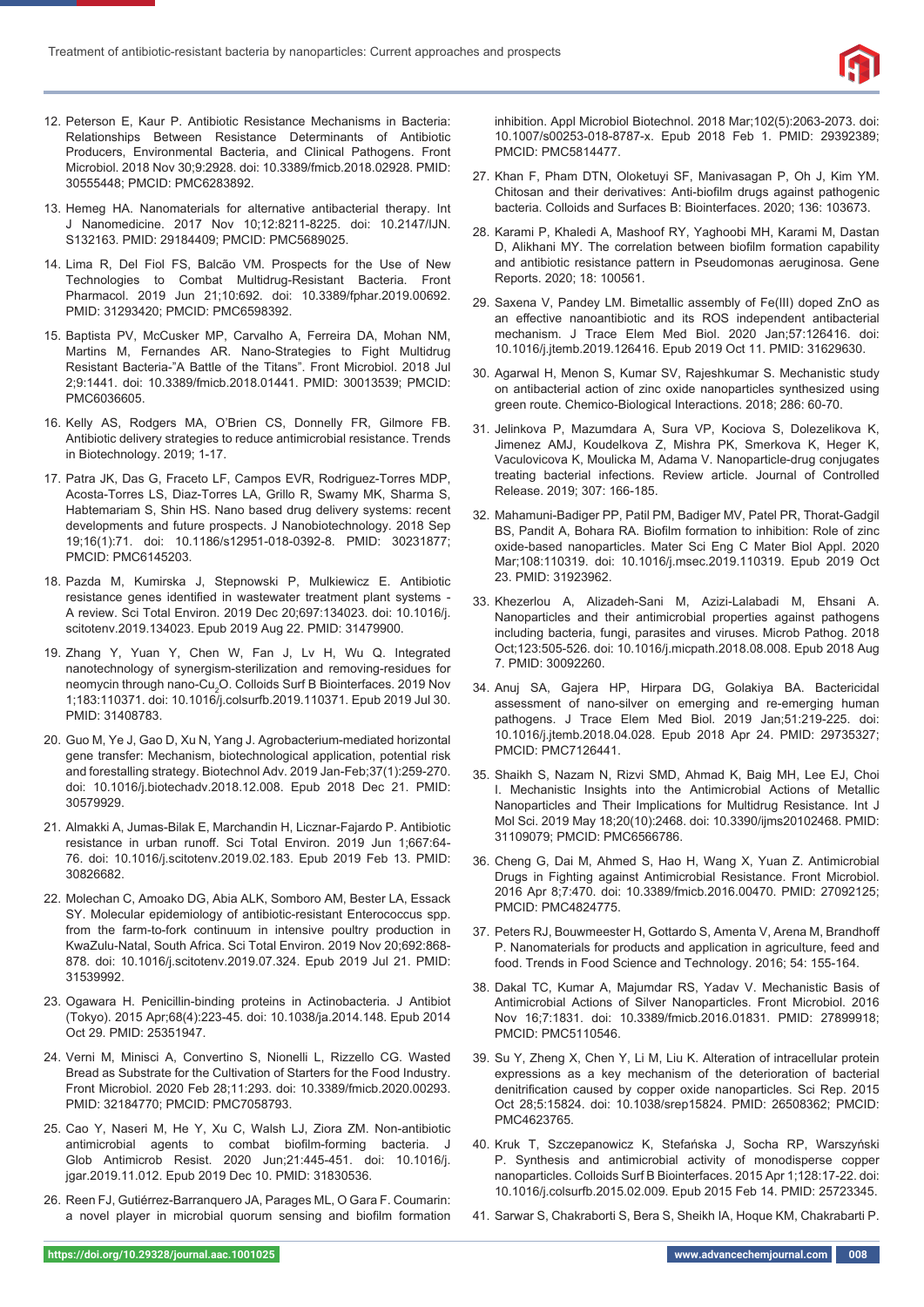12. Peterson E, Kaur P. Antibiotic Resistance Mechanisms in Bacteria: Relationships Between Resistance Determinants of Antibiotic Producers, Environmental Bacteria, and Clinical Pathogens. Front Microbiol. 2018 Nov 30;9:2928. doi: 10.3389/fmicb.2018.02928. PMID: 30555448; PMCID: PMC6283892.

13. Hemeg HA. Nanomaterials for alternative antibacterial therapy. Int J Nanomedicine. 2017 Nov 10;12:8211-8225. doi: 10.2147/IJN.S132163. PMID: 29184409; PMCID: PMC5689025.

14. Lima R, Del Fiol FS, Balcão VM. Prospects for the Use of New Technologies to Combat Multidrug-Resistant Bacteria. Front Pharmacol. 2019 Jun 21;10:692. doi: 10.3389/fphar.2019.00692. PMID: 31293420; PMCID: PMC6598392.

15. Baptista PV, McCusker MP, Carvalho A, Ferreira DA, Mohan NM, Martins M, Fernandes AR. Nano-Strategies to Fight Multidrug Resistant Bacteria-"A Battle of the Titans". Front Microbiol. 2018 Jul 2;9:1441. doi: 10.3389/fmicb.2018.01441. PMID: 30013539; PMCID: PMC6036605.

16. Kelly AS, Rodgers MA, O'Brien CS, Donnelly FR, Gilmore FB. Antibiotic delivery strategies to reduce antimicrobial resistance. Trends in Biotechnology. 2019; 1-17.

17. Patra JK, Das G, Fraceto LF, Campos EVR, Rodriguez-Torres MDP, Acosta-Torres LS, Diaz-Torres LA, Grillo R, Swamy MK, Sharma S, Habtemariam S, Shin HS. Nano based drug delivery systems: recent developments and future prospects. J Nanobiotechnology. 2018 Sep 19;16(1):71. doi: 10.1186/s12951-018-0392-8. PMID: 30231877; PMCID: PMC6145203.

18. Pazda M, Kumirska J, Stepnowski P, Mulkiewicz E. Antibiotic resistance genes identified in wastewater treatment plant systems - A review. Sci Total Environ. 2019 Dec 20;697:134023. doi: 10.1016/j.scitotenv.2019.134023. Epub 2019 Aug 22. PMID: 31479900.

19. Zhang Y, Yuan Y, Chen W, Fan J, Lv H, Wu Q. Integrated nanotechnology of synergism-sterilization and removing-residues for neomycin through nano-$Cu_2O$. Colloids Surf B Biointerfaces. 2019 Nov 1;183:110371. doi: 10.1016/j.colsurfb.2019.110371. Epub 2019 Jul 30. PMID: 31408783.

20. Guo M, Ye J, Gao D, Xu N, Yang J. Agrobacterium-mediated horizontal gene transfer: Mechanism, biotechnological application, potential risk and forestalling strategy. Biotechnol Adv. 2019 Jan-Feb;37(1):259-270. doi: 10.1016/j.biotechadv.2018.12.008. Epub 2018 Dec 21. PMID: 30579929.

21. Almakki A, Jumas-Bilak E, Marchandin H, Licznar-Fajardo P. Antibiotic resistance in urban runoff. Sci Total Environ. 2019 Jun 1;667:64-76. doi: 10.1016/j.scitotenv.2019.02.183. Epub 2019 Feb 13. PMID: 30826682.

22. Molechan C, Amoako DG, Abia ALK, Somboro AM, Bester LA, Essack SY. Molecular epidemiology of antibiotic-resistant Enterococcus spp. from the farm-to-fork continuum in intensive poultry production in KwaZulu-Natal, South Africa. Sci Total Environ. 2019 Nov 20;692:868-878. doi: 10.1016/j.scitotenv.2019.07.324. Epub 2019 Jul 21. PMID: 31539992.

23. Ogawara H. Penicillin-binding proteins in Actinobacteria. J Antibiot (Tokyo). 2015 Apr;68(4):223-45. doi: 10.1038/ja.2014.148. Epub 2014 Oct 29. PMID: 25351947.

24. Verni M, Minisci A, Convertino S, Nionelli L, Rizzello CG. Wasted Bread as Substrate for the Cultivation of Starters for the Food Industry. Front Microbiol. 2020 Feb 28;11:293. doi: 10.3389/fmicb.2020.00293. PMID: 32184770; PMCID: PMC7058793.

25. Cao Y, Naseri M, He Y, Xu C, Walsh LJ, Ziora ZM. Non-antibiotic antimicrobial agents to combat biofilm-forming bacteria. J Glob Antimicrob Resist. 2020 Jun;21:445-451. doi: 10.1016/j.jgar.2019.11.012. Epub 2019 Dec 10. PMID: 31830536.

26. Reen FJ, Gutiérrez-Barranquero JA, Parages ML, O Gara F. Coumarin: a novel player in microbial quorum sensing and biofilm formation inhibition. Appl Microbiol Biotechnol. 2018 Mar;102(5):2063-2073. doi: 10.1007/s00253-018-8787-x. Epub 2018 Feb 1. PMID: 29392389; PMCID: PMC5814477.

27. Khan F, Pham DTN, Oloketuyi SF, Manivasagan P, Oh J, Kim YM. Chitosan and their derivatives: Anti-biofilm drugs against pathogenic bacteria. Colloids and Surfaces B: Biointerfaces. 2020; 136: 103673.

28. Karami P, Khaledi A, Mashoof RY, Yaghoobi MH, Karami M, Dastan D, Alikhani MY. The correlation between biofilm formation capability and antibiotic resistance pattern in Pseudomonas aeruginosa. Gene Reports. 2020; 18: 100561.

29. Saxena V, Pandey LM. Bimetallic assembly of Fe(III) doped ZnO as an effective nanoantibiotic and its ROS independent antibacterial mechanism. J Trace Elem Med Biol. 2020 Jan;57:126416. doi: 10.1016/j.jtemb.2019.126416. Epub 2019 Oct 11. PMID: 31629630.

30. Agarwal H, Menon S, Kumar SV, Rajeshkumar S. Mechanistic study on antibacterial action of zinc oxide nanoparticles synthesized using green route. Chemico-Biological Interactions. 2018; 286: 60-70.

31. Jelinkova P, Mazumdara A, Sura VP, Kociova S, Dolezelikova K, Jimenez AMJ, Koudelkova Z, Mishra PK, Smerkova K, Heger K, Vaculovicova K, Moulicka M, Adama V. Nanoparticle-drug conjugates treating bacterial infections. Review article. Journal of Controlled Release. 2019; 307: 166-185.

32. Mahamuni-Badiger PP, Patil PM, Badiger MV, Patel PR, Thorat-Gadgil BS, Pandit A, Bohara RA. Biofilm formation to inhibition: Role of zinc oxide-based nanoparticles. Mater Sci Eng C Mater Biol Appl. 2020 Mar;108:110319. doi: 10.1016/j.msec.2019.110319. Epub 2019 Oct 23. PMID: 31923962.

33. Khezerlou A, Alizadeh-Sani M, Azizi-Lalabadi M, Ehsani A. Nanoparticles and their antimicrobial properties against pathogens including bacteria, fungi, parasites and viruses. Microb Pathog. 2018 Oct;123:505-526. doi: 10.1016/j.micpath.2018.08.008. Epub 2018 Aug 7. PMID: 30092260.

34. Anuj SA, Gajera HP, Hirpara DG, Golakiya BA. Bactericidal assessment of nano-silver on emerging and re-emerging human pathogens. J Trace Elem Med Biol. 2019 Jan;51:219-225. doi: 10.1016/j.jtemb.2018.04.028. Epub 2018 Apr 24. PMID: 29735327; PMCID: PMC7126441.

35. Shaikh S, Nazam N, Rizvi SMD, Ahmad K, Baig MH, Lee EJ, Choi I. Mechanistic Insights into the Antimicrobial Actions of Metallic Nanoparticles and Their Implications for Multidrug Resistance. Int J Mol Sci. 2019 May 18;20(10):2468. doi: 10.3390/ijms20102468. PMID: 31109079; PMCID: PMC6566786.

36. Cheng G, Dai M, Ahmed S, Hao H, Wang X, Yuan Z. Antimicrobial Drugs in Fighting against Antimicrobial Resistance. Front Microbiol. 2016 Apr 8;7:470. doi: 10.3389/fmicb.2016.00470. PMID: 27092125; PMCID: PMC4824775.

37. Peters RJ, Bouwmeester H, Gottardo S, Amenta V, Arena M, Brandhoff P. Nanomaterials for products and application in agriculture, feed and food. Trends in Food Science and Technology. 2016; 54: 155-164.

38. Dakal TC, Kumar A, Majumdar RS, Yadav V. Mechanistic Basis of Antimicrobial Actions of Silver Nanoparticles. Front Microbiol. 2016 Nov 16;7:1831. doi: 10.3389/fmicb.2016.01831. PMID: 27899918; PMCID: PMC5110546.

39. Su Y, Zheng X, Chen Y, Li M, Liu K. Alteration of intracellular protein expressions as a key mechanism of the deterioration of bacterial denitrification caused by copper oxide nanoparticles. Sci Rep. 2015 Oct 28;5:15824. doi: 10.1038/srep15824. PMID: 26508362; PMCID: PMC4623765.

40. Kruk T, Szczepanowicz K, Stefańska J, Socha RP, Warszyński P. Synthesis and antimicrobial activity of monodisperse copper nanoparticles. Colloids Surf B Biointerfaces. 2015 Apr 1;128:17-22. doi: 10.1016/j.colsurfb.2015.02.009. Epub 2015 Feb 14. PMID: 25723345.

41. Sarwar S, Chakraborti S, Bera S, Sheikh IA, Hoque KM, Chakrabarti P.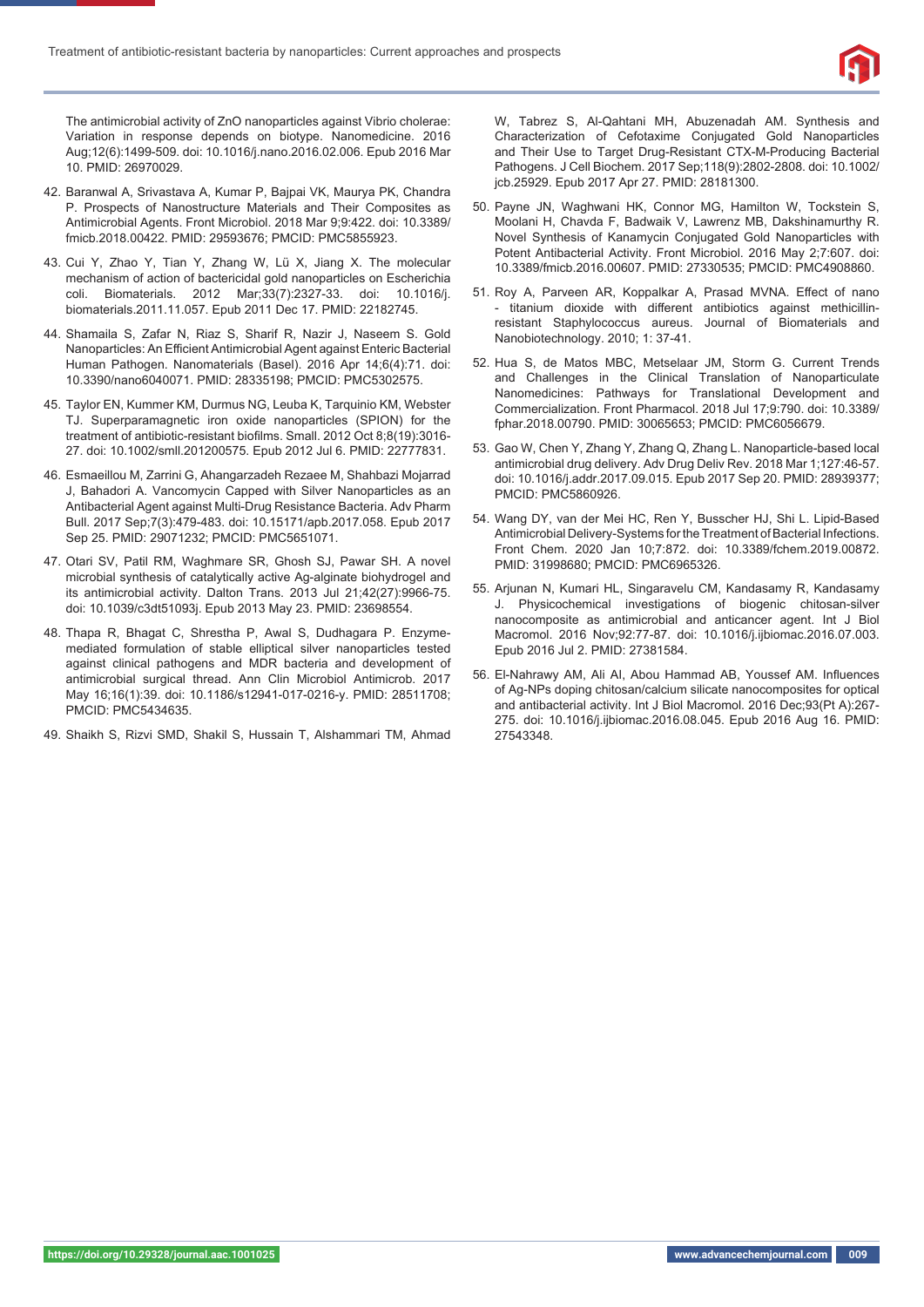The antimicrobial activity of ZnO nanoparticles against Vibrio cholerae: Variation in response depends on biotype. Nanomedicine. 2016 Aug;12(6):1499-509. doi: 10.1016/j.nano.2016.02.006. Epub 2016 Mar 10. PMID: 26970029.

42. Baranwal A, Srivastava A, Kumar P, Bajpai VK, Maurya PK, Chandra P. Prospects of Nanostructure Materials and Their Composites as Antimicrobial Agents. Front Microbiol. 2018 Mar 9;9:422. doi: 10.3389/fmicb.2018.00422. PMID: 29593676; PMCID: PMC5855923.

43. Cui Y, Zhao Y, Tian Y, Zhang W, Lü X, Jiang X. The molecular mechanism of action of bactericidal gold nanoparticles on Escherichia coli. Biomaterials. 2012 Mar;33(7):2327-33. doi: 10.1016/j.biomaterials.2011.11.057. Epub 2011 Dec 17. PMID: 22182745.

44. Shamaila S, Zafar N, Riaz S, Sharif R, Nazir J, Naseem S. Gold Nanoparticles: An Efficient Antimicrobial Agent against Enteric Bacterial Human Pathogen. Nanomaterials (Basel). 2016 Apr 14;6(4):71. doi: 10.3390/nano6040071. PMID: 28335198; PMCID: PMC5302575.

45. Taylor EN, Kummer KM, Durmus NG, Leuba K, Tarquinio KM, Webster TJ. Superparamagnetic iron oxide nanoparticles (SPION) for the treatment of antibiotic-resistant biofilms. Small. 2012 Oct 8;8(19):3016-27. doi: 10.1002/smll.201200575. Epub 2012 Jul 6. PMID: 22777831.

46. Esmaeillou M, Zarrini G, Ahangarzadeh Rezaee M, Shahbazi Mojarrad J, Bahadori A. Vancomycin Capped with Silver Nanoparticles as an Antibacterial Agent against Multi-Drug Resistance Bacteria. Adv Pharm Bull. 2017 Sep;7(3):479-483. doi: 10.15171/apb.2017.058. Epub 2017 Sep 25. PMID: 29071232; PMCID: PMC5651071.

47. Otari SV, Patil RM, Waghmare SR, Ghosh SJ, Pawar SH. A novel microbial synthesis of catalytically active Ag-alginate biohydrogel and its antimicrobial activity. Dalton Trans. 2013 Jul 21;42(27):9966-75. doi: 10.1039/c3dt51093j. Epub 2013 May 23. PMID: 23698554.

48. Thapa R, Bhagat C, Shrestha P, Awal S, Dudhagara P. Enzyme-mediated formulation of stable elliptical silver nanoparticles tested against clinical pathogens and MDR bacteria and development of antimicrobial surgical thread. Ann Clin Microbiol Antimicrob. 2017 May 16;16(1):39. doi: 10.1186/s12941-017-0216-y. PMID: 28511708; PMCID: PMC5434635.

49. Shaikh S, Rizvi SMD, Shakil S, Hussain T, Alshammari TM, Ahmad W, Tabrez S, Al-Qahtani MH, Abuzenadah AM. Synthesis and Characterization of Cefotaxime Conjugated Gold Nanoparticles and Their Use to Target Drug-Resistant CTX-M-Producing Bacterial Pathogens. J Cell Biochem. 2017 Sep;118(9):2802-2808. doi: 10.1002/jcb.25929. Epub 2017 Apr 27. PMID: 28181300.

50. Payne JN, Waghwani HK, Connor MG, Hamilton W, Tockstein S, Moolani H, Chavda F, Badwaik V, Lawrenz MB, Dakshinamurthy R. Novel Synthesis of Kanamycin Conjugated Gold Nanoparticles with Potent Antibacterial Activity. Front Microbiol. 2016 May 2;7:607. doi: 10.3389/fmicb.2016.00607. PMID: 27330535; PMCID: PMC4908860.

51. Roy A, Parveen AR, Koppalkar A, Prasad MVNA. Effect of nano - titanium dioxide with different antibiotics against methicillin-resistant Staphylococcus aureus. Journal of Biomaterials and Nanobiotechnology. 2010; 1: 37-41.

52. Hua S, de Matos MBC, Metselaar JM, Storm G. Current Trends and Challenges in the Clinical Translation of Nanoparticulate Nanomedicines: Pathways for Translational Development and Commercialization. Front Pharmacol. 2018 Jul 17;9:790. doi: 10.3389/fphar.2018.00790. PMID: 30065653; PMCID: PMC6056679.

53. Gao W, Chen Y, Zhang Y, Zhang Q, Zhang L. Nanoparticle-based local antimicrobial drug delivery. Adv Drug Deliv Rev. 2018 Mar 1;127:46-57. doi: 10.1016/j.addr.2017.09.015. Epub 2017 Sep 20. PMID: 28939377; PMCID: PMC5860926.

54. Wang DY, van der Mei HC, Ren Y, Busscher HJ, Shi L. Lipid-Based Antimicrobial Delivery-Systems for the Treatment of Bacterial Infections. Front Chem. 2020 Jan 10;7:872. doi: 10.3389/fchem.2019.00872. PMID: 31998680; PMCID: PMC6965326.

55. Arjunan N, Kumari HL, Singaravelu CM, Kandasamy R, Kandasamy J. Physicochemical investigations of biogenic chitosan-silver nanocomposite as antimicrobial and anticancer agent. Int J Biol Macromol. 2016 Nov;92:77-87. doi: 10.1016/j.ijbiomac.2016.07.003. Epub 2016 Jul 2. PMID: 27381584.

56. El-Nahrawy AM, Ali AI, Abou Hammad AB, Youssef AM. Influences of Ag-NPs doping chitosan/calcium silicate nanocomposites for optical and antibacterial activity. Int J Biol Macromol. 2016 Dec;93(Pt A):267-275. doi: 10.1016/j.ijbiomac.2016.08.045. Epub 2016 Aug 16. PMID: 27543348.